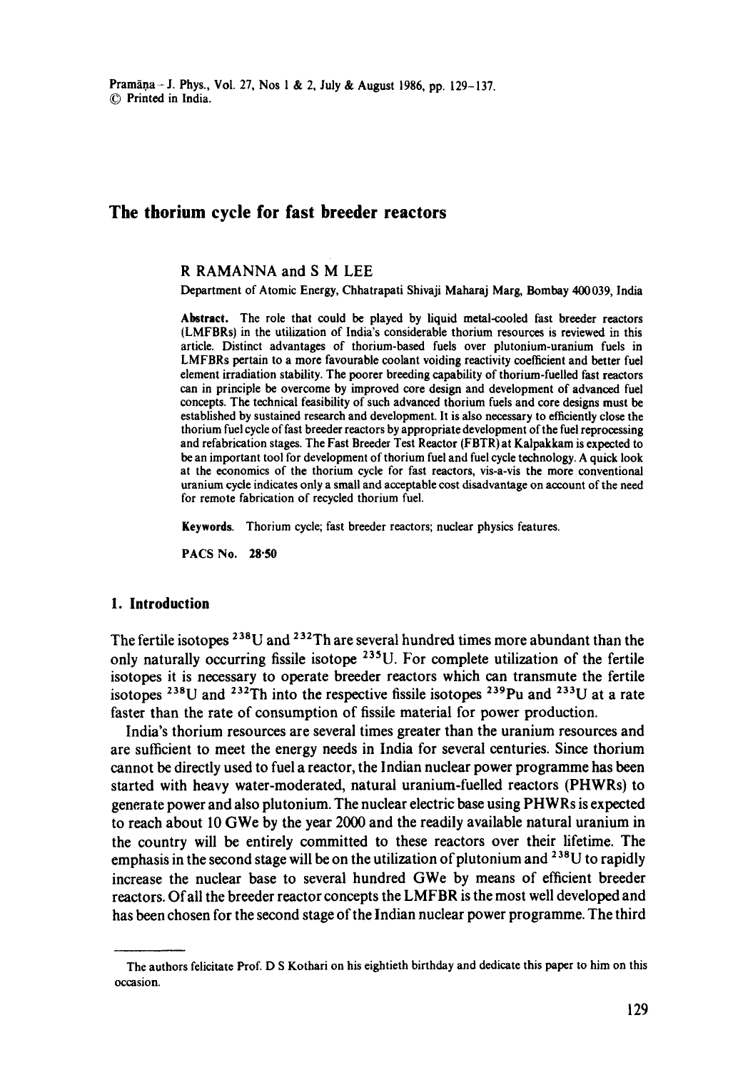# The thorium cycle for fast breeder reactors

R RAMANNA and S M LEE

Department of Atomic Energy, Chhatrapati Shivaji Maharaj Marg, Bombay 400039, India

**Abstract.** The role that could be played by liquid metal-cooled fast breeder reactors (LMFBRs) in the utilization of India's considerable thorium resources is reviewed in this article. Distinct advantages of thorium-based fuels over plutonium-uranium fuels in LMFBRs pertain to a more favourable coolant voiding reactivity coefficient and better fuel element irradiation stability. The poorer breeding capability of thorium-fuelled fast reactors can in principle be overcome by improved core design and development of advanced fuel concepts. The technical feasibility of such advanced thorium fuels and core designs must be established by sustained research and development. It is also necessary to efficiently close the thorium fuel cycle of fast breeder reactors by appropriate development of the fuel reprocessing and refabrication stages. The Fast Breeder Test Reactor (FBTR) at Kalpakkam is expected to be an important tool for development of thorium fuel and fuel cycle technology. A quick look at the economics of the thorium cycle for fast reactors, vis-a-vis the more conventional uranium cycle indicates only a small and acceptable cost disadvantage on account of the need for remote fabrication of recycled thorium fuel.

**Keywords.** Thorium cycle; fast breeder reactors; nuclear physics features.

**PACS No.** 28·50

## 1. Introduction

The fertile isotopes $^{238}$U and $^{232}$Th are several hundred times more abundant than the only naturally occurring fissile isotope $^{235}$U. For complete utilization of the fertile isotopes it is necessary to operate breeder reactors which can transmute the fertile isotopes $^{238}$U and $^{232}$Th into the respective fissile isotopes $^{239}$Pu and $^{233}$U at a rate faster than the rate of consumption of fissile material for power production.

India's thorium resources are several times greater than the uranium resources and are sufficient to meet the energy needs in India for several centuries. Since thorium cannot be directly used to fuel a reactor, the Indian nuclear power programme has been started with heavy water-moderated, natural uranium-fuelled reactors (PHWRs) to generate power and also plutonium. The nuclear electric base using PHWRs is expected to reach about 10 GWe by the year 2000 and the readily available natural uranium in the country will be entirely committed to these reactors over their lifetime. The emphasis in the second stage will be on the utilization of plutonium and $^{238}$U to rapidly increase the nuclear base to several hundred GWe by means of efficient breeder reactors. Of all the breeder reactor concepts the LMFBR is the most well developed and has been chosen for the second stage of the Indian nuclear power programme. The third

The authors felicitate Prof. D S Kothari on his eightieth birthday and dedicate this paper to him on this occasion.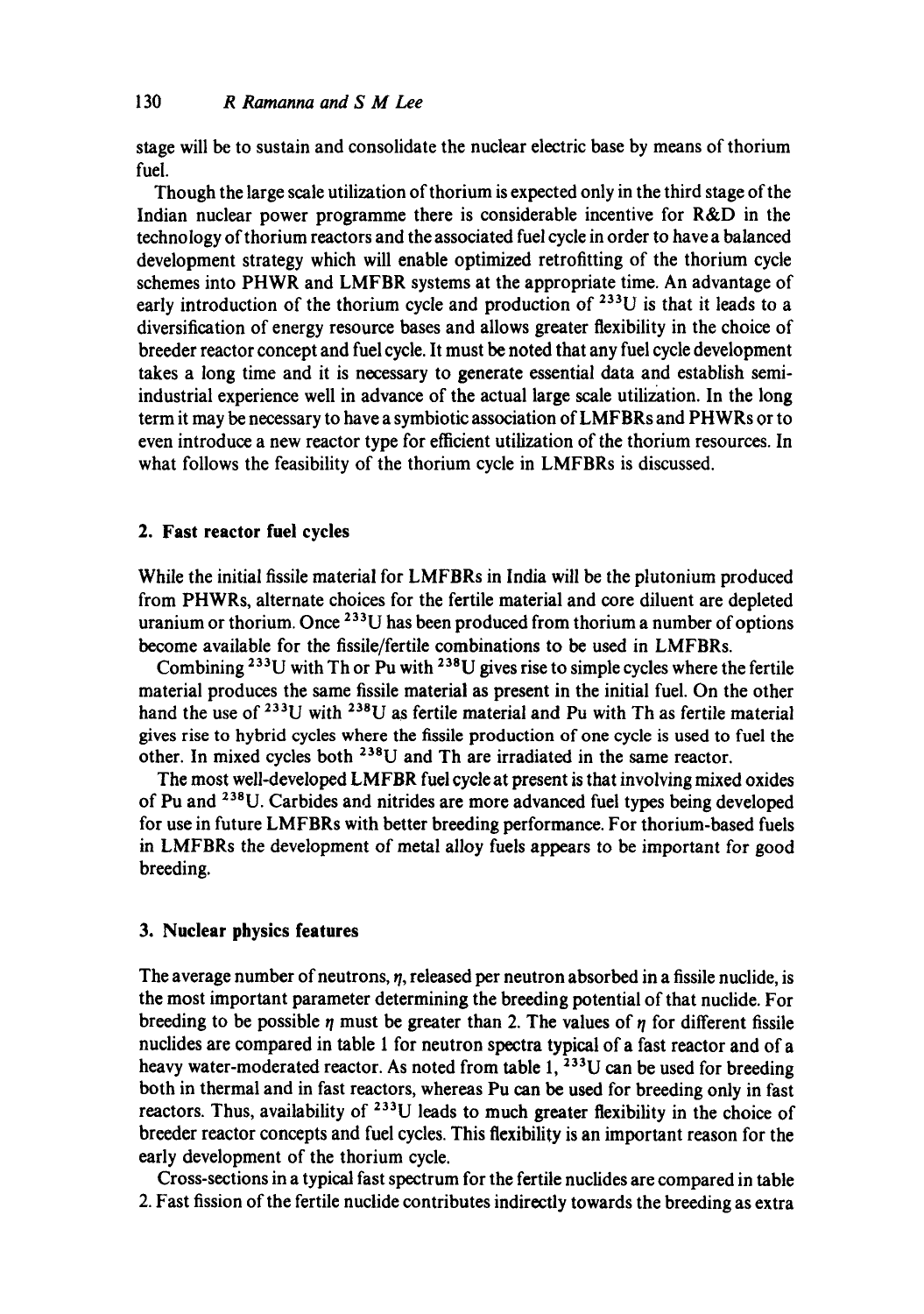stage will be to sustain and consolidate the nuclear electric base by means of thorium fuel.

Though the large scale utilization of thorium is expected only in the third stage of the Indian nuclear power programme there is considerable incentive for R&D in the technology of thorium reactors and the associated fuel cycle in order to have a balanced development strategy which will enable optimized retrofitting of the thorium cycle schemes into PHWR and LMFBR systems at the appropriate time. An advantage of early introduction of the thorium cycle and production of $^{233}U$ is that it leads to a diversification of energy resource bases and allows greater flexibility in the choice of breeder reactor concept and fuel cycle. It must be noted that any fuel cycle development takes a long time and it is necessary to generate essential data and establish semi-industrial experience well in advance of the actual large scale utilization. In the long term it may be necessary to have a symbiotic association of LMFBRs and PHWRs or to even introduce a new reactor type for efficient utilization of the thorium resources. In what follows the feasibility of the thorium cycle in LMFBRs is discussed.

## 2. Fast reactor fuel cycles

While the initial fissile material for LMFBRs in India will be the plutonium produced from PHWRs, alternate choices for the fertile material and core diluent are depleted uranium or thorium. Once $^{233}U$ has been produced from thorium a number of options become available for the fissile/fertile combinations to be used in LMFBRs.

Combining $^{233}U$ with Th or Pu with $^{238}U$ gives rise to simple cycles where the fertile material produces the same fissile material as present in the initial fuel. On the other hand the use of $^{233}U$ with $^{238}U$ as fertile material and Pu with Th as fertile material gives rise to hybrid cycles where the fissile production of one cycle is used to fuel the other. In mixed cycles both $^{238}U$ and Th are irradiated in the same reactor.

The most well-developed LMFBR fuel cycle at present is that involving mixed oxides of Pu and $^{238}U$. Carbides and nitrides are more advanced fuel types being developed for use in future LMFBRs with better breeding performance. For thorium-based fuels in LMFBRs the development of metal alloy fuels appears to be important for good breeding.

## 3. Nuclear physics features

The average number of neutrons, $\eta$, released per neutron absorbed in a fissile nuclide, is the most important parameter determining the breeding potential of that nuclide. For breeding to be possible $\eta$ must be greater than 2. The values of $\eta$ for different fissile nuclides are compared in table 1 for neutron spectra typical of a fast reactor and of a heavy water-moderated reactor. As noted from table 1, $^{233}U$ can be used for breeding both in thermal and in fast reactors, whereas Pu can be used for breeding only in fast reactors. Thus, availability of $^{233}U$ leads to much greater flexibility in the choice of breeder reactor concepts and fuel cycles. This flexibility is an important reason for the early development of the thorium cycle.

Cross-sections in a typical fast spectrum for the fertile nuclides are compared in table 2. Fast fission of the fertile nuclide contributes indirectly towards the breeding as extra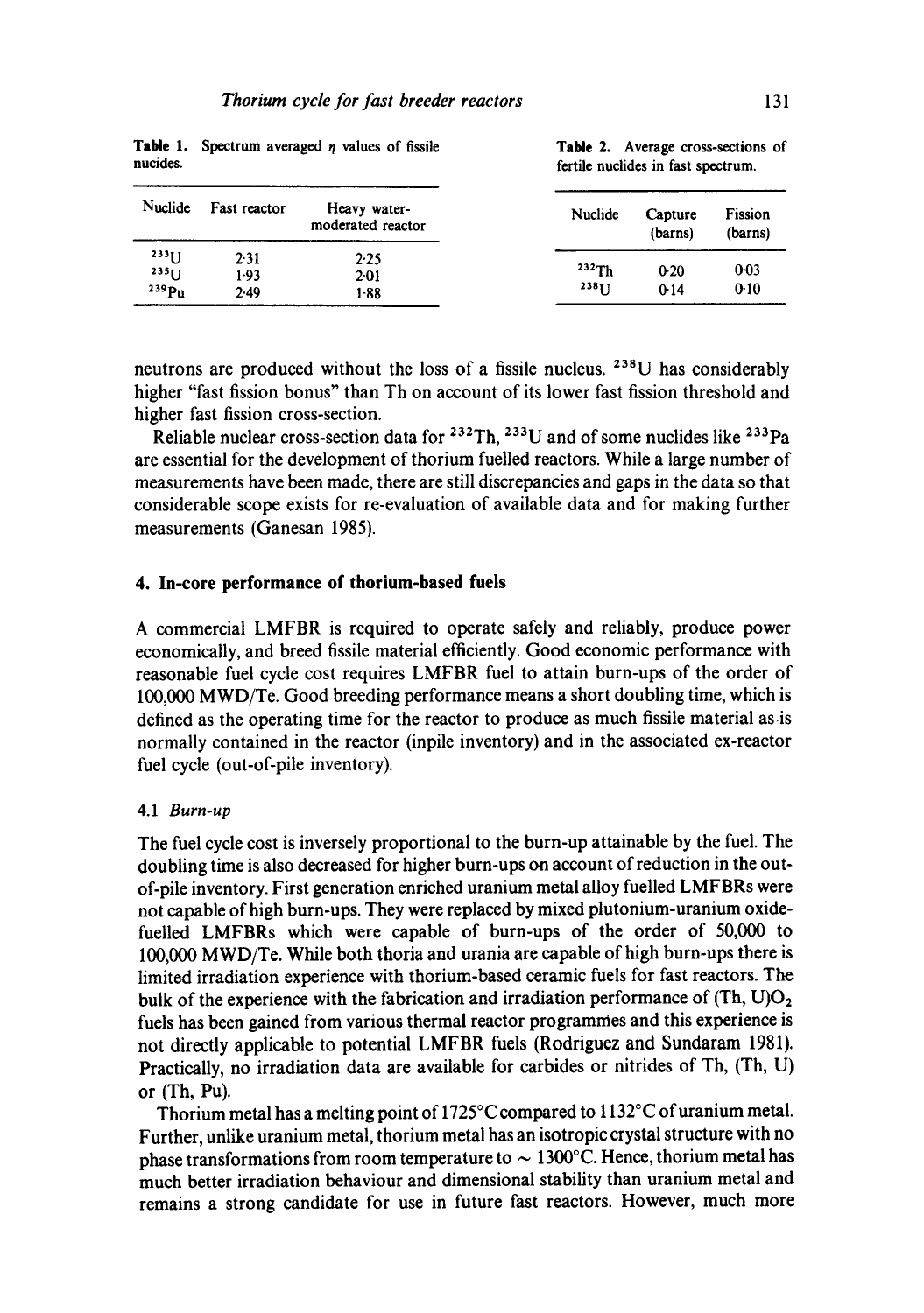**Table 1.** Spectrum averaged $\eta$ values of fissile nucides.

| Nuclide | Fast reactor | Heavy water-moderated reactor |
|---|---|---|
| $^{233}U$ | 2·31 | 2·25 |
| $^{235}U$ | 1·93 | 2·01 |
| $^{239}Pu$ | 2·49 | 1·88 |

**Table 2.** Average cross-sections of fertile nuclides in fast spectrum.

| Nuclide | Capture (barns) | Fission (barns) |
|---|---|---|
| $^{232}Th$ | 0·20 | 0·03 |
| $^{238}U$ | 0·14 | 0·10 |

neutrons are produced without the loss of a fissile nucleus. $^{238}U$ has considerably higher "fast fission bonus" than Th on account of its lower fast fission threshold and higher fast fission cross-section.

Reliable nuclear cross-section data for $^{232}Th$, $^{233}U$ and of some nuclides like $^{233}Pa$ are essential for the development of thorium fuelled reactors. While a large number of measurements have been made, there are still discrepancies and gaps in the data so that considerable scope exists for re-evaluation of available data and for making further measurements (Ganesan 1985).

## 4. In-core performance of thorium-based fuels

A commercial LMFBR is required to operate safely and reliably, produce power economically, and breed fissile material efficiently. Good economic performance with reasonable fuel cycle cost requires LMFBR fuel to attain burn-ups of the order of 100,000 MWD/Te. Good breeding performance means a short doubling time, which is defined as the operating time for the reactor to produce as much fissile material as is normally contained in the reactor (inpile inventory) and in the associated ex-reactor fuel cycle (out-of-pile inventory).

### 4.1 *Burn-up*

The fuel cycle cost is inversely proportional to the burn-up attainable by the fuel. The doubling time is also decreased for higher burn-ups on account of reduction in the out-of-pile inventory. First generation enriched uranium metal alloy fuelled LMFBRs were not capable of high burn-ups. They were replaced by mixed plutonium-uranium oxide-fuelled LMFBRs which were capable of burn-ups of the order of 50,000 to 100,000 MWD/Te. While both thoria and urania are capable of high burn-ups there is limited irradiation experience with thorium-based ceramic fuels for fast reactors. The bulk of the experience with the fabrication and irradiation performance of $(Th, U)O_2$ fuels has been gained from various thermal reactor programmes and this experience is not directly applicable to potential LMFBR fuels (Rodriguez and Sundaram 1981). Practically, no irradiation data are available for carbides or nitrides of Th, (Th, U) or (Th, Pu).

Thorium metal has a melting point of 1725°C compared to 1132°C of uranium metal. Further, unlike uranium metal, thorium metal has an isotropic crystal structure with no phase transformations from room temperature to ~ 1300°C. Hence, thorium metal has much better irradiation behaviour and dimensional stability than uranium metal and remains a strong candidate for use in future fast reactors. However, much more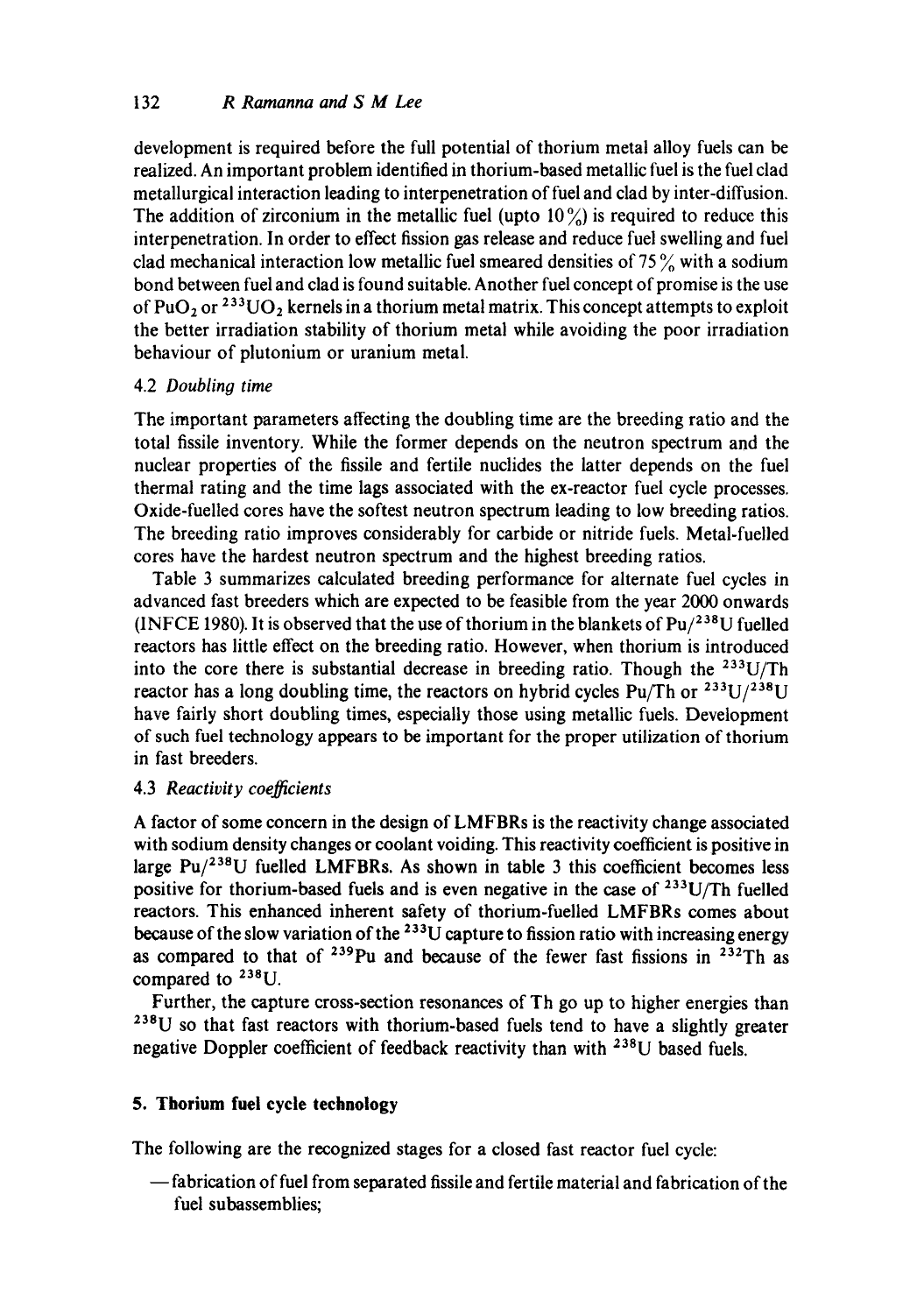development is required before the full potential of thorium metal alloy fuels can be realized. An important problem identified in thorium-based metallic fuel is the fuel clad metallurgical interaction leading to interpenetration of fuel and clad by inter-diffusion. The addition of zirconium in the metallic fuel (upto 10%) is required to reduce this interpenetration. In order to effect fission gas release and reduce fuel swelling and fuel clad mechanical interaction low metallic fuel smeared densities of 75% with a sodium bond between fuel and clad is found suitable. Another fuel concept of promise is the use of $PuO_2$ or $^{233}UO_2$ kernels in a thorium metal matrix. This concept attempts to exploit the better irradiation stability of thorium metal while avoiding the poor irradiation behaviour of plutonium or uranium metal.

### 4.2 *Doubling time*

The important parameters affecting the doubling time are the breeding ratio and the total fissile inventory. While the former depends on the neutron spectrum and the nuclear properties of the fissile and fertile nuclides the latter depends on the fuel thermal rating and the time lags associated with the ex-reactor fuel cycle processes. Oxide-fuelled cores have the softest neutron spectrum leading to low breeding ratios. The breeding ratio improves considerably for carbide or nitride fuels. Metal-fuelled cores have the hardest neutron spectrum and the highest breeding ratios.

Table 3 summarizes calculated breeding performance for alternate fuel cycles in advanced fast breeders which are expected to be feasible from the year 2000 onwards (INFCE 1980). It is observed that the use of thorium in the blankets of Pu/$^{238}$U fuelled reactors has little effect on the breeding ratio. However, when thorium is introduced into the core there is substantial decrease in breeding ratio. Though the $^{233}$U/Th reactor has a long doubling time, the reactors on hybrid cycles Pu/Th or $^{233}$U/$^{238}$U have fairly short doubling times, especially those using metallic fuels. Development of such fuel technology appears to be important for the proper utilization of thorium in fast breeders.

### 4.3 *Reactivity coefficients*

A factor of some concern in the design of LMFBRs is the reactivity change associated with sodium density changes or coolant voiding. This reactivity coefficient is positive in large Pu/$^{238}$U fuelled LMFBRs. As shown in table 3 this coefficient becomes less positive for thorium-based fuels and is even negative in the case of $^{233}$U/Th fuelled reactors. This enhanced inherent safety of thorium-fuelled LMFBRs comes about because of the slow variation of the $^{233}$U capture to fission ratio with increasing energy as compared to that of $^{239}$Pu and because of the fewer fast fissions in $^{232}$Th as compared to $^{238}$U.

Further, the capture cross-section resonances of Th go up to higher energies than $^{238}$U so that fast reactors with thorium-based fuels tend to have a slightly greater negative Doppler coefficient of feedback reactivity than with $^{238}$U based fuels.

## 5. Thorium fuel cycle technology

The following are the recognized stages for a closed fast reactor fuel cycle:

- fabrication of fuel from separated fissile and fertile material and fabrication of the fuel subassemblies;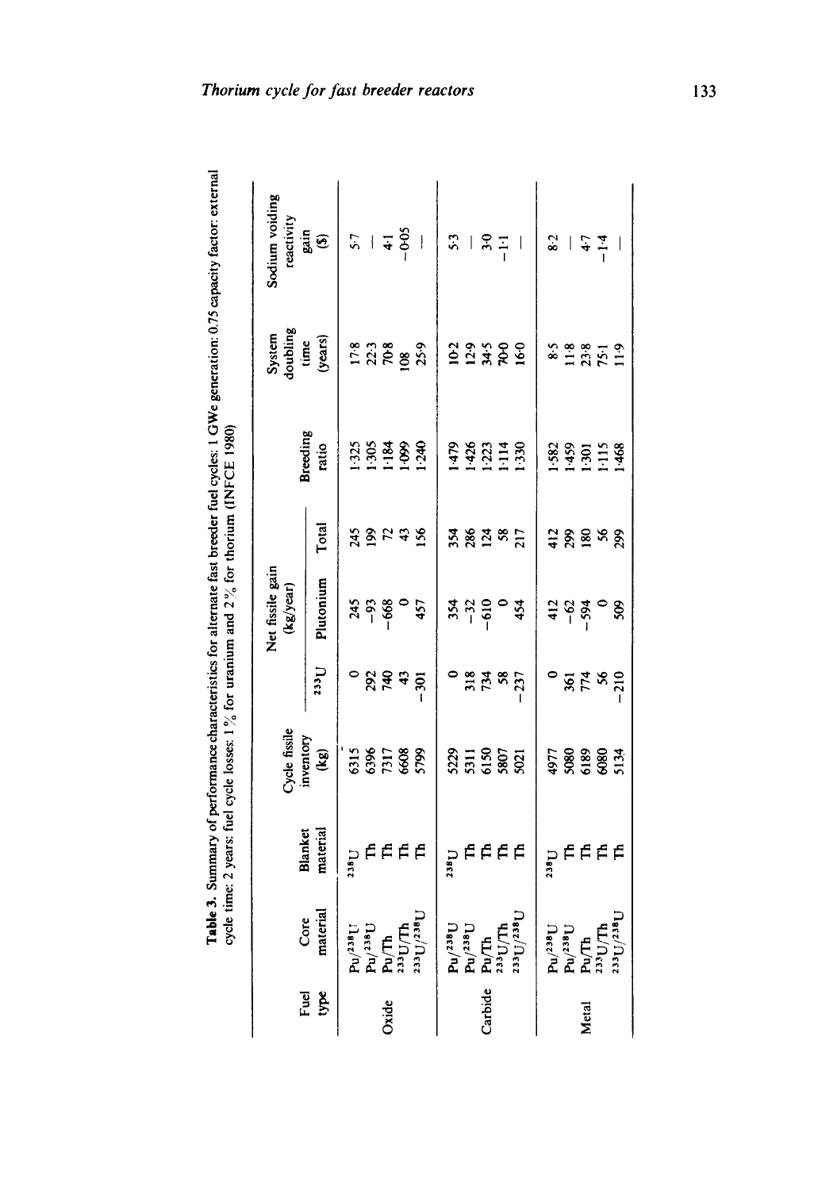**Table 3.** Summary of performance characteristics for alternate fast breeder fuel cycles: 1 GWe generation: 0.75 capacity factor: external cycle time: 2 years: fuel cycle losses: 1% for uranium and 2% for thorium (INFCE 1980)

| Fuel type | Core material | Blanket material | Cycle fissile inventory (kg) | Net fissile gain (kg/year) | | | Breeding ratio | System doubling time (years) | Sodium voiding reactivity gain ($) |
|---|---|---|---|---|---|---|---|---|---|
| | | | | $^{233}U$ | Plutonium | Total | | | |
| Oxide | $Pu/^{238}U$ | $^{238}U$ | 6315 | 0 | 245 | 245 | 1·325 | 17·8 | 5·7 |
| | $Pu/^{238}U$ | Th | 6396 | 292 | −93 | 199 | 1·305 | 22·3 | — |
| | Pu/Th | Th | 7317 | 740 | −668 | 72 | 1·184 | 70·8 | 4·1 |
| | $^{233}U$/Th | Th | 6608 | 43 | 0 | 43 | 1·099 | 108 | −0·05 |
| | $^{233}U/^{238}U$ | Th | 5799 | −301 | 457 | 156 | 1·240 | 25·9 | — |
| Carbide | $Pu/^{238}U$ | $^{238}U$ | 5229 | 0 | 354 | 354 | 1·479 | 10·2 | 5·3 |
| | $Pu/^{238}U$ | Th | 5311 | 318 | −32 | 286 | 1·426 | 12·9 | — |
| | Pu/Th | Th | 6150 | 734 | −610 | 124 | 1·223 | 34·5 | 3·0 |
| | $^{233}U$/Th | Th | 5807 | 58 | 0 | 58 | 1·114 | 70·0 | −1·1 |
| | $^{233}U/^{238}U$ | Th | 5021 | −237 | 454 | 217 | 1·330 | 16·0 | — |
| Metal | $Pu/^{238}U$ | $^{238}U$ | 4977 | 0 | 412 | 412 | 1·582 | 8·5 | 8·2 |
| | $Pu/^{238}U$ | Th | 5080 | 361 | −62 | 299 | 1·459 | 11·8 | — |
| | Pu/Th | Th | 6189 | 774 | −594 | 180 | 1·301 | 23·8 | 4·7 |
| | $^{233}U$/Th | Th | 6080 | 56 | 0 | 56 | 1·115 | 75·1 | −1·4 |
| | $^{233}U/^{238}U$ | Th | 5134 | −210 | 509 | 299 | 1·468 | 11·9 | — |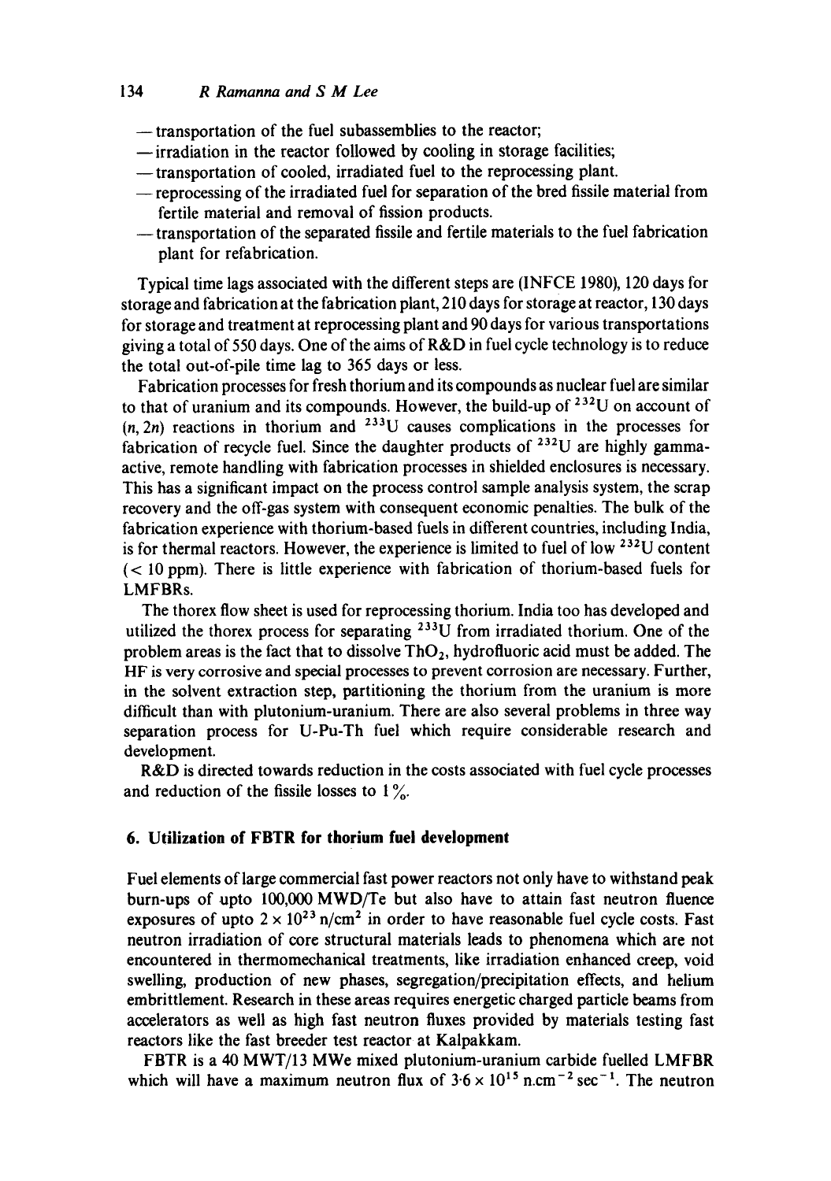- transportation of the fuel subassemblies to the reactor;
- irradiation in the reactor followed by cooling in storage facilities;
- transportation of cooled, irradiated fuel to the reprocessing plant.
- reprocessing of the irradiated fuel for separation of the bred fissile material from fertile material and removal of fission products.
- transportation of the separated fissile and fertile materials to the fuel fabrication plant for refabrication.

Typical time lags associated with the different steps are (INFCE 1980), 120 days for storage and fabrication at the fabrication plant, 210 days for storage at reactor, 130 days for storage and treatment at reprocessing plant and 90 days for various transportations giving a total of 550 days. One of the aims of R&D in fuel cycle technology is to reduce the total out-of-pile time lag to 365 days or less.

Fabrication processes for fresh thorium and its compounds as nuclear fuel are similar to that of uranium and its compounds. However, the build-up of $^{232}U$ on account of $(n, 2n)$ reactions in thorium and $^{233}U$ causes complications in the processes for fabrication of recycle fuel. Since the daughter products of $^{232}U$ are highly gamma-active, remote handling with fabrication processes in shielded enclosures is necessary. This has a significant impact on the process control sample analysis system, the scrap recovery and the off-gas system with consequent economic penalties. The bulk of the fabrication experience with thorium-based fuels in different countries, including India, is for thermal reactors. However, the experience is limited to fuel of low $^{232}U$ content ($< 10$ ppm). There is little experience with fabrication of thorium-based fuels for LMFBRs.

The thorex flow sheet is used for reprocessing thorium. India too has developed and utilized the thorex process for separating $^{233}U$ from irradiated thorium. One of the problem areas is the fact that to dissolve $ThO_2$, hydrofluoric acid must be added. The HF is very corrosive and special processes to prevent corrosion are necessary. Further, in the solvent extraction step, partitioning the thorium from the uranium is more difficult than with plutonium-uranium. There are also several problems in three way separation process for U-Pu-Th fuel which require considerable research and development.

R&D is directed towards reduction in the costs associated with fuel cycle processes and reduction of the fissile losses to 1%.

## 6. Utilization of FBTR for thorium fuel development

Fuel elements of large commercial fast power reactors not only have to withstand peak burn-ups of upto 100,000 MWD/Te but also have to attain fast neutron fluence exposures of upto $2 \times 10^{23}$ n/cm$^2$ in order to have reasonable fuel cycle costs. Fast neutron irradiation of core structural materials leads to phenomena which are not encountered in thermomechanical treatments, like irradiation enhanced creep, void swelling, production of new phases, segregation/precipitation effects, and helium embrittlement. Research in these areas requires energetic charged particle beams from accelerators as well as high fast neutron fluxes provided by materials testing fast reactors like the fast breeder test reactor at Kalpakkam.

FBTR is a 40 MWT/13 MWe mixed plutonium-uranium carbide fuelled LMFBR which will have a maximum neutron flux of $3{\cdot}6 \times 10^{15}$ n.cm$^{-2}$ sec$^{-1}$. The neutron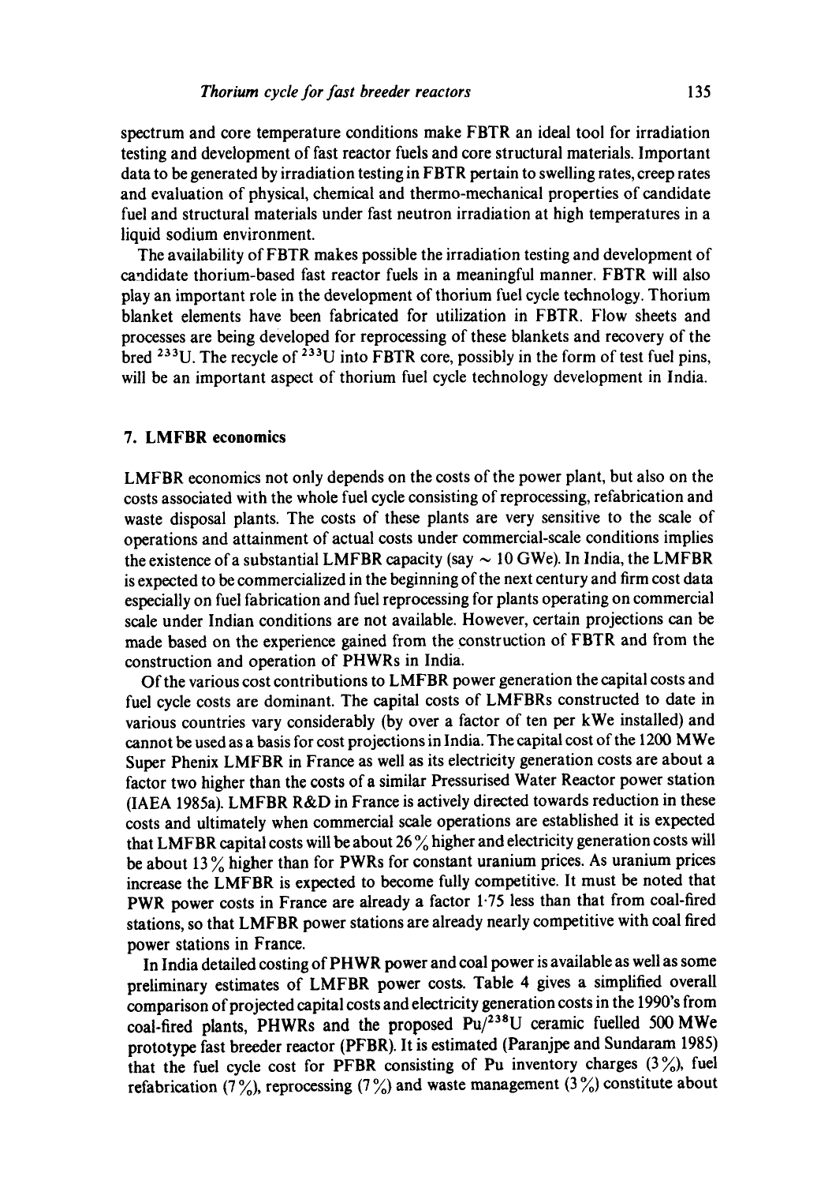spectrum and core temperature conditions make FBTR an ideal tool for irradiation testing and development of fast reactor fuels and core structural materials. Important data to be generated by irradiation testing in FBTR pertain to swelling rates, creep rates and evaluation of physical, chemical and thermo-mechanical properties of candidate fuel and structural materials under fast neutron irradiation at high temperatures in a liquid sodium environment.

The availability of FBTR makes possible the irradiation testing and development of candidate thorium-based fast reactor fuels in a meaningful manner. FBTR will also play an important role in the development of thorium fuel cycle technology. Thorium blanket elements have been fabricated for utilization in FBTR. Flow sheets and processes are being developed for reprocessing of these blankets and recovery of the bred $^{233}U$. The recycle of $^{233}U$ into FBTR core, possibly in the form of test fuel pins, will be an important aspect of thorium fuel cycle technology development in India.

## 7. LMFBR economics

LMFBR economics not only depends on the costs of the power plant, but also on the costs associated with the whole fuel cycle consisting of reprocessing, refabrication and waste disposal plants. The costs of these plants are very sensitive to the scale of operations and attainment of actual costs under commercial-scale conditions implies the existence of a substantial LMFBR capacity (say $\sim$ 10 GWe). In India, the LMFBR is expected to be commercialized in the beginning of the next century and firm cost data especially on fuel fabrication and fuel reprocessing for plants operating on commercial scale under Indian conditions are not available. However, certain projections can be made based on the experience gained from the construction of FBTR and from the construction and operation of PHWRs in India.

Of the various cost contributions to LMFBR power generation the capital costs and fuel cycle costs are dominant. The capital costs of LMFBRs constructed to date in various countries vary considerably (by over a factor of ten per kWe installed) and cannot be used as a basis for cost projections in India. The capital cost of the 1200 MWe Super Phenix LMFBR in France as well as its electricity generation costs are about a factor two higher than the costs of a similar Pressurised Water Reactor power station (IAEA 1985a). LMFBR R&D in France is actively directed towards reduction in these costs and ultimately when commercial scale operations are established it is expected that LMFBR capital costs will be about 26% higher and electricity generation costs will be about 13% higher than for PWRs for constant uranium prices. As uranium prices increase the LMFBR is expected to become fully competitive. It must be noted that PWR power costs in France are already a factor 1·75 less than that from coal-fired stations, so that LMFBR power stations are already nearly competitive with coal fired power stations in France.

In India detailed costing of PHWR power and coal power is available as well as some preliminary estimates of LMFBR power costs. Table 4 gives a simplified overall comparison of projected capital costs and electricity generation costs in the 1990's from coal-fired plants, PHWRs and the proposed Pu/$^{238}U$ ceramic fuelled 500 MWe prototype fast breeder reactor (PFBR). It is estimated (Paranjpe and Sundaram 1985) that the fuel cycle cost for PFBR consisting of Pu inventory charges (3%), fuel refabrication (7%), reprocessing (7%) and waste management (3%) constitute about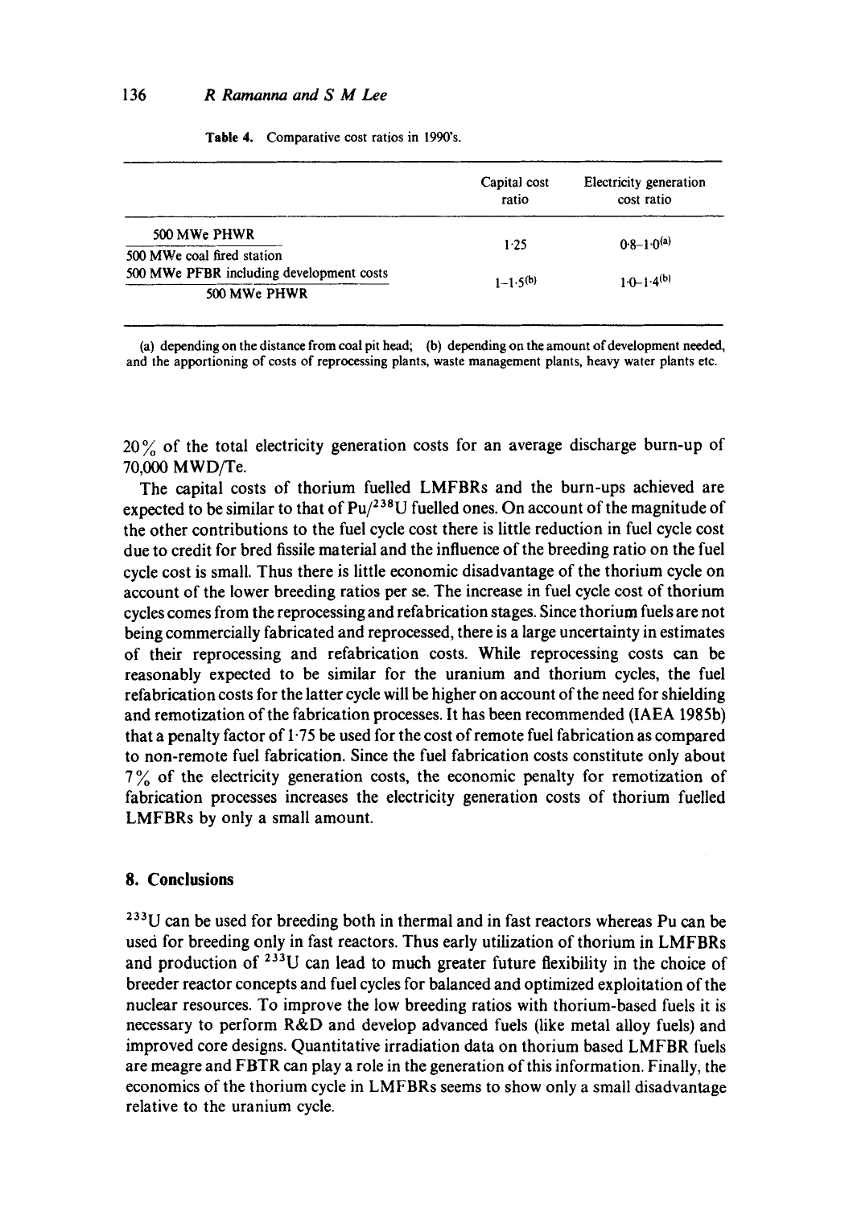Table 4. Comparative cost ratios in 1990's.

| | Capital cost ratio | Electricity generation cost ratio |
|---|---|---|
| 500 MWe PHWR / 500 MWe coal fired station | 1·25 | 0·8–1·0[(a)] |
| 500 MWe PFBR including development costs / 500 MWe PHWR | 1–1·5[(b)] | 1·0–1·4[(b)] |

(a) depending on the distance from coal pit head; (b) depending on the amount of development needed, and the apportioning of costs of reprocessing plants, waste management plants, heavy water plants etc.

20% of the total electricity generation costs for an average discharge burn-up of 70,000 MWD/Te.

The capital costs of thorium fuelled LMFBRs and the burn-ups achieved are expected to be similar to that of Pu/$^{238}$U fuelled ones. On account of the magnitude of the other contributions to the fuel cycle cost there is little reduction in fuel cycle cost due to credit for bred fissile material and the influence of the breeding ratio on the fuel cycle cost is small. Thus there is little economic disadvantage of the thorium cycle on account of the lower breeding ratios per se. The increase in fuel cycle cost of thorium cycles comes from the reprocessing and refabrication stages. Since thorium fuels are not being commercially fabricated and reprocessed, there is a large uncertainty in estimates of their reprocessing and refabrication costs. While reprocessing costs can be reasonably expected to be similar for the uranium and thorium cycles, the fuel refabrication costs for the latter cycle will be higher on account of the need for shielding and remotization of the fabrication processes. It has been recommended (IAEA 1985b) that a penalty factor of 1·75 be used for the cost of remote fuel fabrication as compared to non-remote fuel fabrication. Since the fuel fabrication costs constitute only about 7% of the electricity generation costs, the economic penalty for remotization of fabrication processes increases the electricity generation costs of thorium fuelled LMFBRs by only a small amount.

## 8. Conclusions

$^{233}$U can be used for breeding both in thermal and in fast reactors whereas Pu can be used for breeding only in fast reactors. Thus early utilization of thorium in LMFBRs and production of $^{233}$U can lead to much greater future flexibility in the choice of breeder reactor concepts and fuel cycles for balanced and optimized exploitation of the nuclear resources. To improve the low breeding ratios with thorium-based fuels it is necessary to perform R&D and develop advanced fuels (like metal alloy fuels) and improved core designs. Quantitative irradiation data on thorium based LMFBR fuels are meagre and FBTR can play a role in the generation of this information. Finally, the economics of the thorium cycle in LMFBRs seems to show only a small disadvantage relative to the uranium cycle.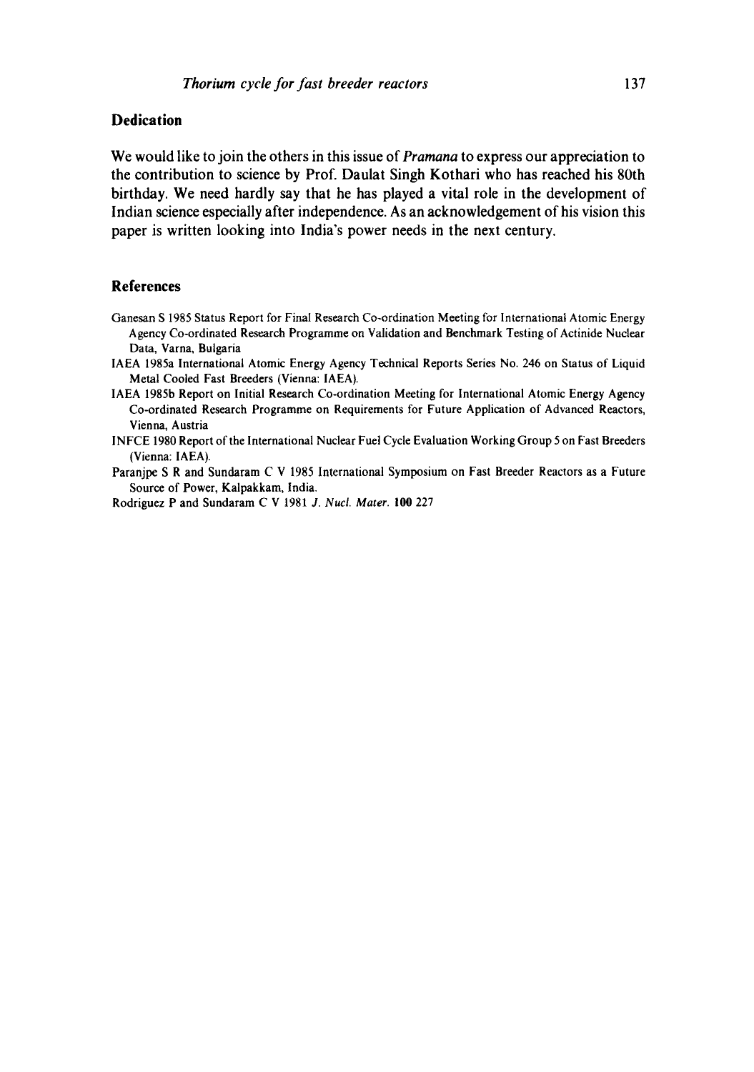## Dedication

We would like to join the others in this issue of *Pramana* to express our appreciation to the contribution to science by Prof. Daulat Singh Kothari who has reached his 80th birthday. We need hardly say that he has played a vital role in the development of Indian science especially after independence. As an acknowledgement of his vision this paper is written looking into India's power needs in the next century.

## References

Ganesan S 1985 Status Report for Final Research Co-ordination Meeting for International Atomic Energy Agency Co-ordinated Research Programme on Validation and Benchmark Testing of Actinide Nuclear Data, Varna, Bulgaria

IAEA 1985a International Atomic Energy Agency Technical Reports Series No. 246 on Status of Liquid Metal Cooled Fast Breeders (Vienna: IAEA).

IAEA 1985b Report on Initial Research Co-ordination Meeting for International Atomic Energy Agency Co-ordinated Research Programme on Requirements for Future Application of Advanced Reactors, Vienna, Austria

INFCE 1980 Report of the International Nuclear Fuel Cycle Evaluation Working Group 5 on Fast Breeders (Vienna: IAEA).

Paranjpe S R and Sundaram C V 1985 International Symposium on Fast Breeder Reactors as a Future Source of Power, Kalpakkam, India.

Rodriguez P and Sundaram C V 1981 *J. Nucl. Mater.* **100** 227